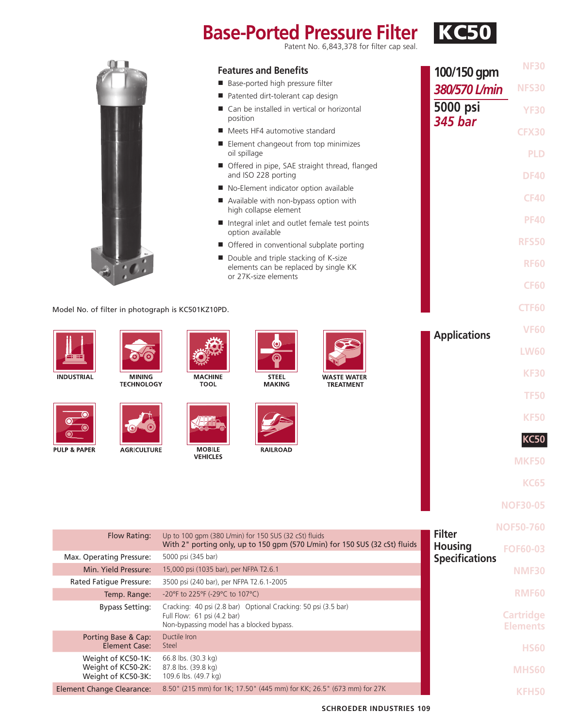# Base-Ported Pressure Filter KC50

Patent No. 6,843,378 for filter cap seal.

**100/150 gpm**
***380/570 L/min***

**5000 psi**
***345 bar***

## Features and Benefits

- Base-ported high pressure filter
- Patented dirt-tolerant cap design
- Can be installed in vertical or horizontal position
- Meets HF4 automotive standard
- Element changeout from top minimizes oil spillage
- Offered in pipe, SAE straight thread, flanged and ISO 228 porting
- No-Element indicator option available
- Available with non-bypass option with high collapse element
- Integral inlet and outlet female test points option available
- Offered in conventional subplate porting
- Double and triple stacking of K-size elements can be replaced by single KK or 27K-size elements

Model No. of filter in photograph is KC501KZ10PD.

## Applications

INDUSTRIAL, MINING TECHNOLOGY, MACHINE TOOL, STEEL MAKING, WASTE WATER TREATMENT, PULP & PAPER, AGRICULTURE, MOBILE VEHICLES, RAILROAD

## Filter Housing Specifications

| | |
|---|---|
| Flow Rating: | Up to 100 gpm (380 L/min) for 150 SUS (32 cSt) fluids<br>With 2" porting only, up to 150 gpm (570 L/min) for 150 SUS (32 cSt) fluids |
| Max. Operating Pressure: | 5000 psi (345 bar) |
| Min. Yield Pressure: | 15,000 psi (1035 bar), per NFPA T2.6.1 |
| Rated Fatigue Pressure: | 3500 psi (240 bar), per NFPA T2.6.1-2005 |
| Temp. Range: | -20°F to 225°F (-29°C to 107°C) |
| Bypass Setting: | Cracking: 40 psi (2.8 bar) Optional Cracking: 50 psi (3.5 bar)<br>Full Flow: 61 psi (4.2 bar)<br>Non-bypassing model has a blocked bypass. |
| Porting Base & Cap:<br>Element Case: | Ductile Iron<br>Steel |
| Weight of KC50-1K:<br>Weight of KC50-2K:<br>Weight of KC50-3K: | 66.8 lbs. (30.3 kg)<br>87.8 lbs. (39.8 kg)<br>109.6 lbs. (49.7 kg) |
| Element Change Clearance: | 8.50" (215 mm) for 1K; 17.50" (445 mm) for KK; 26.5" (673 mm) for 27K |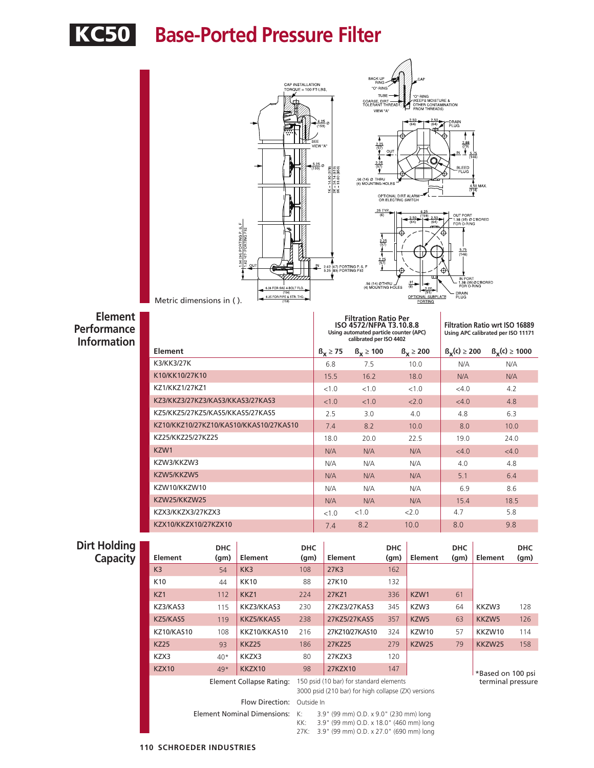# KC50 Base-Ported Pressure Filter

Metric dimensions in ( ).

## Element Performance Information

| Element | Filtration Ratio Per ISO 4572/NFPA T3.10.8.8 Using automated particle counter (APC) calibrated per ISO 4402 | | | Filtration Ratio wrt ISO 16889 Using APC calibrated per ISO 11171 | |
|---|---|---|---|---|---|
| | $\beta_x \geq 75$ | $\beta_x \geq 100$ | $\beta_x \geq 200$ | $\beta_x(c) \geq 200$ | $\beta_x(c) \geq 1000$ |
| K3/KK3/27K | 6.8 | 7.5 | 10.0 | N/A | N/A |
| K10/KK10/27K10 | 15.5 | 16.2 | 18.0 | N/A | N/A |
| KZ1/KKZ1/27KZ1 | <1.0 | <1.0 | <1.0 | <4.0 | 4.2 |
| KZ3/KKZ3/27KZ3/KAS3/KKAS3/27KAS3 | <1.0 | <1.0 | <2.0 | <4.0 | 4.8 |
| KZ5/KKZ5/27KZ5/KAS5/KKAS5/27KAS5 | 2.5 | 3.0 | 4.0 | 4.8 | 6.3 |
| KZ10/KKZ10/27KZ10/KAS10/KKAS10/27KAS10 | 7.4 | 8.2 | 10.0 | 8.0 | 10.0 |
| KZ25/KKZ25/27KZ25 | 18.0 | 20.0 | 22.5 | 19.0 | 24.0 |
| KZW1 | N/A | N/A | N/A | <4.0 | <4.0 |
| KZW3/KKZW3 | N/A | N/A | N/A | 4.0 | 4.8 |
| KZW5/KKZW5 | N/A | N/A | N/A | 5.1 | 6.4 |
| KZW10/KKZW10 | N/A | N/A | N/A | 6.9 | 8.6 |
| KZW25/KKZW25 | N/A | N/A | N/A | 15.4 | 18.5 |
| KZX3/KKZX3/27KZX3 | <1.0 | <1.0 | <2.0 | 4.7 | 5.8 |
| KZX10/KKZX10/27KZX10 | 7.4 | 8.2 | 10.0 | 8.0 | 9.8 |

## Dirt Holding Capacity

| Element | DHC (gm) | Element | DHC (gm) | Element | DHC (gm) | Element | DHC (gm) | Element | DHC (gm) |
|---|---|---|---|---|---|---|---|---|---|
| K3 | 54 | KK3 | 108 | 27K3 | 162 | | | | |
| K10 | 44 | KK10 | 88 | 27K10 | 132 | | | | |
| KZ1 | 112 | KKZ1 | 224 | 27KZ1 | 336 | KZW1 | 61 | | |
| KZ3/KAS3 | 115 | KKZ3/KKAS3 | 230 | 27KZ3/27KAS3 | 345 | KZW3 | 64 | KKZW3 | 128 |
| KZ5/KAS5 | 119 | KKZ5/KKAS5 | 238 | 27KZ5/27KAS5 | 357 | KZW5 | 63 | KKZW5 | 126 |
| KZ10/KAS10 | 108 | KKZ10/KKAS10 | 216 | 27KZ10/27KAS10 | 324 | KZW10 | 57 | KKZW10 | 114 |
| KZ25 | 93 | KKZ25 | 186 | 27KZ25 | 279 | KZW25 | 79 | KKZW25 | 158 |
| KZX3 | 40* | KKZX3 | 80 | 27KZX3 | 120 | | | | |
| KZX10 | 49* | KKZX10 | 98 | 27KZX10 | 147 | | | | |

*Based on 100 psi terminal pressure

**Element Collapse Rating:** 150 psid (10 bar) for standard elements
3000 psid (210 bar) for high collapse (ZX) versions

**Flow Direction:** Outside In

**Element Nominal Dimensions:**
K: 3.9" (99 mm) O.D. x 9.0" (230 mm) long
KK: 3.9" (99 mm) O.D. x 18.0" (460 mm) long
27K: 3.9" (99 mm) O.D. x 27.0" (690 mm) long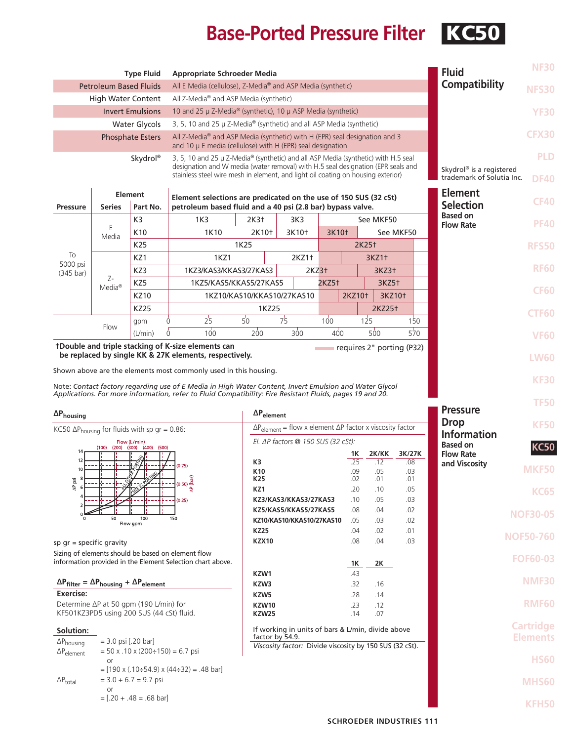# Base-Ported Pressure Filter KC50

## Fluid Compatibility

| Type Fluid | Appropriate Schroeder Media |
|---|---|
| Petroleum Based Fluids | All E Media (cellulose), Z-Media® and ASP Media (synthetic) |
| High Water Content | All Z-Media® and ASP Media (synthetic) |
| Invert Emulsions | 10 and 25 μ Z-Media® (synthetic), 10 μ ASP Media (synthetic) |
| Water Glycols | 3, 5, 10 and 25 μ Z-Media® (synthetic) and all ASP Media (synthetic) |
| Phosphate Esters | All Z-Media® and ASP Media (synthetic) with H (EPR) seal designation and 3 and 10 μ E media (cellulose) with H (EPR) seal designation |
| Skydrol® | 3, 5, 10 and 25 μ Z-Media® (synthetic) and all ASP Media (synthetic) with H.5 seal designation and W media (water removal) with H.5 seal designation (EPR seals and stainless steel wire mesh in element, and light oil coating on housing exterior) |

Skydrol® is a registered trademark of Solutia Inc.

## Element Selection Based on Flow Rate

Element selections are predicated on the use of 150 SUS (32 cSt) petroleum based fluid and a 40 psi (2.8 bar) bypass valve.

| Pressure | Element Series | Part No. | Element selections |
|---|---|---|---|
| To 5000 psi (345 bar) | E Media | K3 | 1K3 / 2K3† / 3K3 / See MKF50 |
| | | K10 | 1K10 / 2K10† / 3K10† / 3K10† / See MKF50 |
| | | K25 | 1K25 / 2K25† |
| | Z-Media® | KZ1 | 1KZ1 / 2KZ1† / 3KZ1† |
| | | KZ3 | 1KZ3/KAS3/KKAS3/27KAS3 / 2KZ3† / 3KZ3† |
| | | KZ5 | 1KZ5/KAS5/KKAS5/27KAS5 / 2KZ5† / 3KZ5† |
| | | KZ10 | 1KZ10/KAS10/KKAS10/27KAS10 / 2KZ10† / 3KZ10† |
| | | KZ25 | 1KZ25 / 2KZ25† |
| Flow | | gpm | 0 – 25 – 50 – 75 – 100 – 125 – 150 |
| | | (L/min) | 0 – 100 – 200 – 300 – 400 – 500 – 570 |

**†Double and triple stacking of K-size elements can be replaced by single KK & 27K elements, respectively.**

Shaded area requires 2" porting (P32)

Shown above are the elements most commonly used in this housing.

Note: *Contact factory regarding use of E Media in High Water Content, Invert Emulsion and Water Glycol Applications. For more information, refer to Fluid Compatibility: Fire Resistant Fluids, pages 19 and 20.*

## Pressure Drop Information Based on Flow Rate and Viscosity

### $\Delta P_{housing}$

KC50 $\Delta P_{housing}$ for fluids with sp gr = 0.86:

Flow (L/min): (100) (200) (300) (400) (500)
Chart curves: ALL OTHER PORTING; SIZE 32 PORTING. ΔP psi axis 0–14; ΔP (bar) (0.25), (0.50), (0.75). Flow gpm 0–150.

sp gr = specific gravity

Sizing of elements should be based on element flow information provided in the Element Selection chart above.

### $\Delta P_{filter} = \Delta P_{housing} + \Delta P_{element}$

**Exercise:**

Determine ΔP at 50 gpm (190 L/min) for KF501KZ3PD5 using 200 SUS (44 cSt) fluid.

**Solution:**

$\Delta P_{housing}$ = 3.0 psi [.20 bar]

$\Delta P_{element}$ = 50 x .10 x (200÷150) = 6.7 psi
or
= [190 x (.10÷54.9) x (44÷32) = .48 bar]

$\Delta P_{total}$ = 3.0 + 6.7 = 9.7 psi
or
= [.20 + .48 = .68 bar]

### $\Delta P_{element}$

$\Delta P_{element}$ = flow x element ΔP factor x viscosity factor

*El. ΔP factors @ 150 SUS (32 cSt):*

| | 1K | 2K/KK | 3K/27K |
|---|---|---|---|
| K3 | .25 | .12 | .08 |
| K10 | .09 | .05 | .03 |
| K25 | .02 | .01 | .01 |
| KZ1 | .20 | .10 | .05 |
| KZ3/KAS3/KKAS3/27KAS3 | .10 | .05 | .03 |
| KZ5/KAS5/KKAS5/27KAS5 | .08 | .04 | .02 |
| KZ10/KAS10/KKAS10/27KAS10 | .05 | .03 | .02 |
| KZ25 | .04 | .02 | .01 |
| KZX10 | .08 | .04 | .03 |

| | 1K | 2K |
|---|---|---|
| KZW1 | .43 | |
| KZW3 | .32 | .16 |
| KZW5 | .28 | .14 |
| KZW10 | .23 | .12 |
| KZW25 | .14 | .07 |

If working in units of bars & L/min, divide above factor by 54.9.

*Viscosity factor:* Divide viscosity by 150 SUS (32 cSt).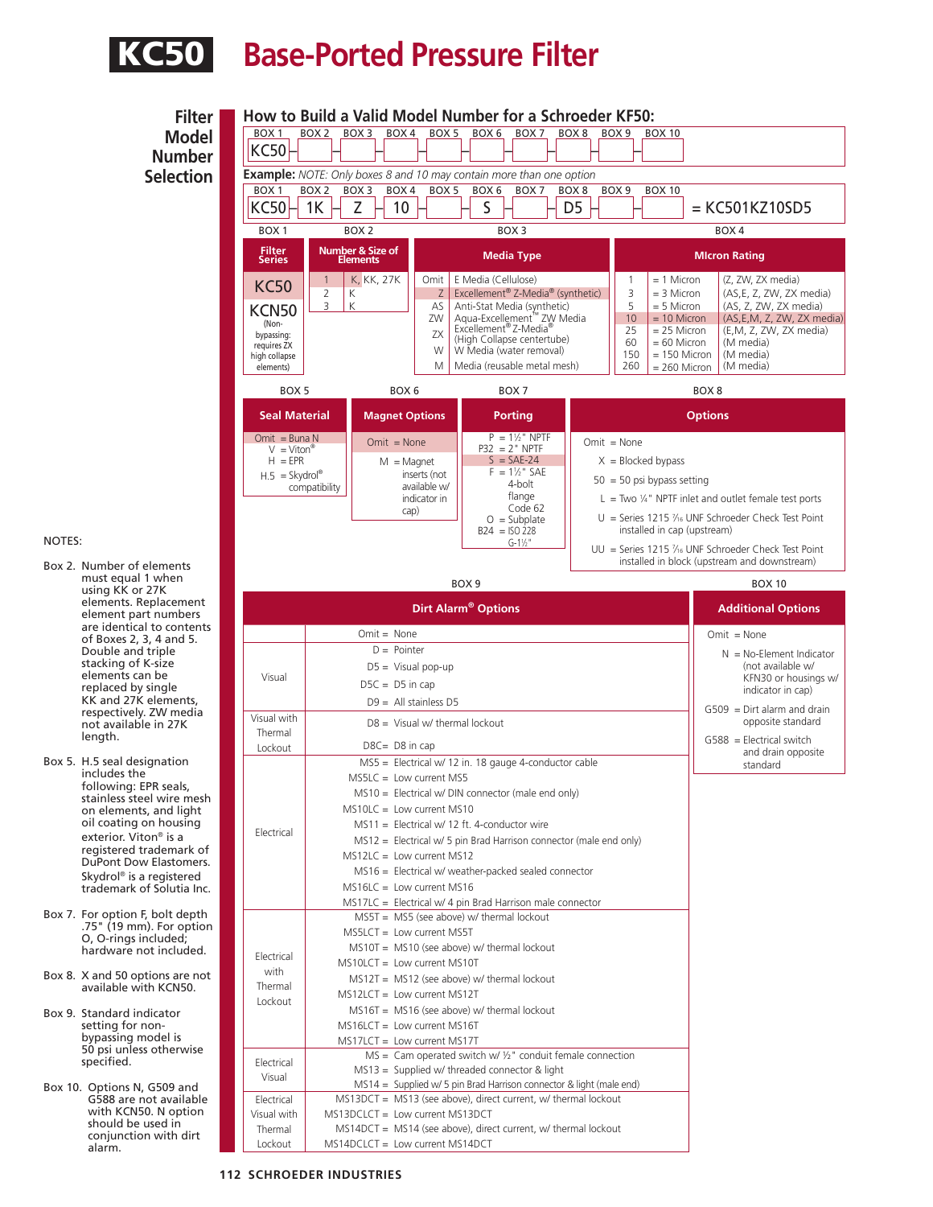# KC50 Base-Ported Pressure Filter

## Filter Model Number Selection

### How to Build a Valid Model Number for a Schroeder KF50:

| BOX 1 | BOX 2 | BOX 3 | BOX 4 | BOX 5 | BOX 6 | BOX 7 | BOX 8 | BOX 9 | BOX 10 |
|---|---|---|---|---|---|---|---|---|---|
| KC50 | | | | | | | | | |

**Example:** *NOTE: Only boxes 8 and 10 may contain more than one option*

| BOX 1 | BOX 2 | BOX 3 | BOX 4 | BOX 5 | BOX 6 | BOX 7 | BOX 8 | BOX 9 | BOX 10 | |
|---|---|---|---|---|---|---|---|---|---|---|
| KC50 | 1K | Z | 10 | | S | | D5 | | | = KC501KZ10SD5 |

**BOX 1 – Filter Series**

| Filter Series |
|---|
| KC50 |
| KCN50 (Non-bypassing: requires ZX high collapse elements) |

**BOX 2 – Number & Size of Elements**

| | |
|---|---|
| 1 | K, KK, 27K |
| 2 | K |
| 3 | K |

**BOX 3 – Media Type**

| | |
|---|---|
| Omit | E Media (Cellulose) |
| Z | Excellement® Z-Media® (synthetic) |
| AS | Anti-Stat Media (synthetic) |
| ZW | Aqua-Excellement™ ZW Media |
| ZX | Excellement® Z-Media® (High Collapse centertube) |
| W | W Media (water removal) |
| M | Media (reusable metal mesh) |

**BOX 4 – Micron Rating**

| | | |
|---|---|---|
| 1 | = 1 Micron | (Z, ZW, ZX media) |
| 3 | = 3 Micron | (AS,E, Z, ZW, ZX media) |
| 5 | = 5 Micron | (AS, Z, ZW, ZX media) |
| 10 | = 10 Micron | (AS,E,M, Z, ZW, ZX media) |
| 25 | = 25 Micron | (E,M, Z, ZW, ZX media) |
| 60 | = 60 Micron | (M media) |
| 150 | = 150 Micron | (M media) |
| 260 | = 260 Micron | (M media) |

**BOX 5 – Seal Material**

- Omit = Buna N
- V = Viton®
- H = EPR
- H.5 = Skydrol® compatibility

**BOX 6 – Magnet Options**

- Omit = None
- M = Magnet inserts (not available w/ indicator in cap)

**BOX 7 – Porting**

- P = 1½" NPTF
- P32 = 2" NPTF
- S = SAE-24
- F = 1½" SAE 4-bolt flange Code 62
- O = Subplate
- B24 = ISO 228 G-1½"

**BOX 8 – Options**

- Omit = None
- X = Blocked bypass
- 50 = 50 psi bypass setting
- L = Two ¼" NPTF inlet and outlet female test ports
- U = Series 1215 ⁷⁄₁₆ UNF Schroeder Check Test Point installed in cap (upstream)
- UU = Series 1215 ⁷⁄₁₆ UNF Schroeder Check Test Point installed in block (upstream and downstream)

**BOX 9 – Dirt Alarm® Options**

| | |
|---|---|
| | Omit = None |
| Visual | D = Pointer |
| | D5 = Visual pop-up |
| | D5C = D5 in cap |
| | D9 = All stainless D5 |
| Visual with Thermal Lockout | D8 = Visual w/ thermal lockout |
| | D8C= D8 in cap |
| Electrical | MS5 = Electrical w/ 12 in. 18 gauge 4-conductor cable |
| | MS5LC = Low current MS5 |
| | MS10 = Electrical w/ DIN connector (male end only) |
| | MS10LC = Low current MS10 |
| | MS11 = Electrical w/ 12 ft. 4-conductor wire |
| | MS12 = Electrical w/ 5 pin Brad Harrison connector (male end only) |
| | MS12LC = Low current MS12 |
| | MS16 = Electrical w/ weather-packed sealed connector |
| | MS16LC = Low current MS16 |
| | MS17LC = Electrical w/ 4 pin Brad Harrison male connector |
| Electrical with Thermal Lockout | MS5T = MS5 (see above) w/ thermal lockout |
| | MS5LCT = Low current MS5T |
| | MS10T = MS10 (see above) w/ thermal lockout |
| | MS10LCT = Low current MS10T |
| | MS12T = MS12 (see above) w/ thermal lockout |
| | MS12LCT = Low current MS12T |
| | MS16T = MS16 (see above) w/ thermal lockout |
| | MS16LCT = Low current MS16T |
| | MS17LCT = Low current MS17T |
| Electrical Visual | MS = Cam operated switch w/ ½" conduit female connection |
| | MS13 = Supplied w/ threaded connector & light |
| | MS14 = Supplied w/ 5 pin Brad Harrison connector & light (male end) |
| Electrical Visual with Thermal Lockout | MS13DCT = MS13 (see above), direct current, w/ thermal lockout |
| | MS13DCLCT = Low current MS13DCT |
| | MS14DCT = MS14 (see above), direct current, w/ thermal lockout |
| | MS14DCLCT = Low current MS14DCT |

**BOX 10 – Additional Options**

- Omit = None
- N = No-Element Indicator (not available w/ KFN30 or housings w/ indicator in cap)
- G509 = Dirt alarm and drain opposite standard
- G588 = Electrical switch and drain opposite standard

NOTES:

Box 2. Number of elements must equal 1 when using KK or 27K elements. Replacement element part numbers are identical to contents of Boxes 2, 3, 4 and 5. Double and triple stacking of K-size elements can be replaced by single KK and 27K elements, respectively. ZW media not available in 27K length.

Box 5. H.5 seal designation includes the following: EPR seals, stainless steel wire mesh on elements, and light oil coating on housing exterior. Viton® is a registered trademark of DuPont Dow Elastomers. Skydrol® is a registered trademark of Solutia Inc.

Box 7. For option F, bolt depth .75" (19 mm). For option O, O-rings included; hardware not included.

Box 8. X and 50 options are not available with KCN50.

Box 9. Standard indicator setting for non-bypassing model is 50 psi unless otherwise specified.

Box 10. Options N, G509 and G588 are not available with KCN50. N option should be used in conjunction with dirt alarm.

112 SCHROEDER INDUSTRIES